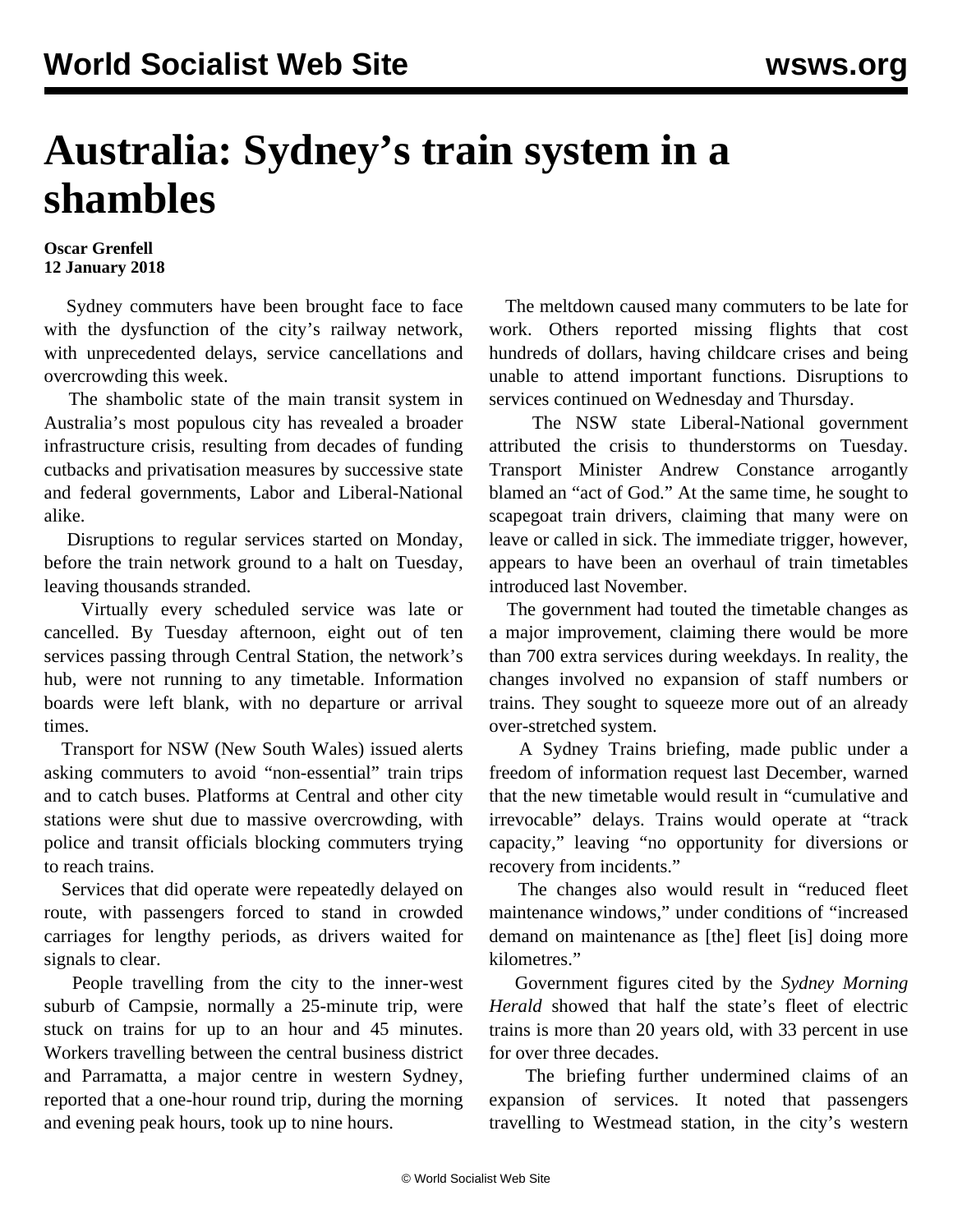# Australia: Sydney's train system in a shambles

**Oscar Grenfell**
**12 January 2018**

Sydney commuters have been brought face to face with the dysfunction of the city's railway network, with unprecedented delays, service cancellations and overcrowding this week.

The shambolic state of the main transit system in Australia's most populous city has revealed a broader infrastructure crisis, resulting from decades of funding cutbacks and privatisation measures by successive state and federal governments, Labor and Liberal-National alike.

Disruptions to regular services started on Monday, before the train network ground to a halt on Tuesday, leaving thousands stranded.

Virtually every scheduled service was late or cancelled. By Tuesday afternoon, eight out of ten services passing through Central Station, the network's hub, were not running to any timetable. Information boards were left blank, with no departure or arrival times.

Transport for NSW (New South Wales) issued alerts asking commuters to avoid "non-essential" train trips and to catch buses. Platforms at Central and other city stations were shut due to massive overcrowding, with police and transit officials blocking commuters trying to reach trains.

Services that did operate were repeatedly delayed on route, with passengers forced to stand in crowded carriages for lengthy periods, as drivers waited for signals to clear.

People travelling from the city to the inner-west suburb of Campsie, normally a 25-minute trip, were stuck on trains for up to an hour and 45 minutes. Workers travelling between the central business district and Parramatta, a major centre in western Sydney, reported that a one-hour round trip, during the morning and evening peak hours, took up to nine hours.

The meltdown caused many commuters to be late for work. Others reported missing flights that cost hundreds of dollars, having childcare crises and being unable to attend important functions. Disruptions to services continued on Wednesday and Thursday.

The NSW state Liberal-National government attributed the crisis to thunderstorms on Tuesday. Transport Minister Andrew Constance arrogantly blamed an "act of God." At the same time, he sought to scapegoat train drivers, claiming that many were on leave or called in sick. The immediate trigger, however, appears to have been an overhaul of train timetables introduced last November.

The government had touted the timetable changes as a major improvement, claiming there would be more than 700 extra services during weekdays. In reality, the changes involved no expansion of staff numbers or trains. They sought to squeeze more out of an already over-stretched system.

A Sydney Trains briefing, made public under a freedom of information request last December, warned that the new timetable would result in "cumulative and irrevocable" delays. Trains would operate at "track capacity," leaving "no opportunity for diversions or recovery from incidents."

The changes also would result in "reduced fleet maintenance windows," under conditions of "increased demand on maintenance as [the] fleet [is] doing more kilometres."

Government figures cited by the *Sydney Morning Herald* showed that half the state's fleet of electric trains is more than 20 years old, with 33 percent in use for over three decades.

The briefing further undermined claims of an expansion of services. It noted that passengers travelling to Westmead station, in the city's western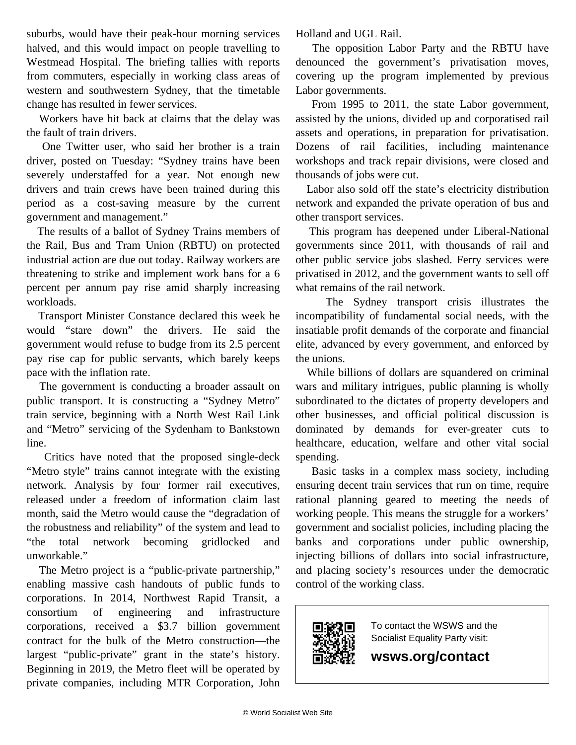suburbs, would have their peak-hour morning services halved, and this would impact on people travelling to Westmead Hospital. The briefing tallies with reports from commuters, especially in working class areas of western and southwestern Sydney, that the timetable change has resulted in fewer services.

Workers have hit back at claims that the delay was the fault of train drivers.

One Twitter user, who said her brother is a train driver, posted on Tuesday: "Sydney trains have been severely understaffed for a year. Not enough new drivers and train crews have been trained during this period as a cost-saving measure by the current government and management."

The results of a ballot of Sydney Trains members of the Rail, Bus and Tram Union (RBTU) on protected industrial action are due out today. Railway workers are threatening to strike and implement work bans for a 6 percent per annum pay rise amid sharply increasing workloads.

Transport Minister Constance declared this week he would "stare down" the drivers. He said the government would refuse to budge from its 2.5 percent pay rise cap for public servants, which barely keeps pace with the inflation rate.

The government is conducting a broader assault on public transport. It is constructing a "Sydney Metro" train service, beginning with a North West Rail Link and "Metro" servicing of the Sydenham to Bankstown line.

Critics have noted that the proposed single-deck "Metro style" trains cannot integrate with the existing network. Analysis by four former rail executives, released under a freedom of information claim last month, said the Metro would cause the "degradation of the robustness and reliability" of the system and lead to "the total network becoming gridlocked and unworkable."

The Metro project is a "public-private partnership," enabling massive cash handouts of public funds to corporations. In 2014, Northwest Rapid Transit, a consortium of engineering and infrastructure corporations, received a $3.7 billion government contract for the bulk of the Metro construction—the largest "public-private" grant in the state's history. Beginning in 2019, the Metro fleet will be operated by private companies, including MTR Corporation, John Holland and UGL Rail.

The opposition Labor Party and the RBTU have denounced the government's privatisation moves, covering up the program implemented by previous Labor governments.

From 1995 to 2011, the state Labor government, assisted by the unions, divided up and corporatised rail assets and operations, in preparation for privatisation. Dozens of rail facilities, including maintenance workshops and track repair divisions, were closed and thousands of jobs were cut.

Labor also sold off the state's electricity distribution network and expanded the private operation of bus and other transport services.

This program has deepened under Liberal-National governments since 2011, with thousands of rail and other public service jobs slashed. Ferry services were privatised in 2012, and the government wants to sell off what remains of the rail network.

The Sydney transport crisis illustrates the incompatibility of fundamental social needs, with the insatiable profit demands of the corporate and financial elite, advanced by every government, and enforced by the unions.

While billions of dollars are squandered on criminal wars and military intrigues, public planning is wholly subordinated to the dictates of property developers and other businesses, and official political discussion is dominated by demands for ever-greater cuts to healthcare, education, welfare and other vital social spending.

Basic tasks in a complex mass society, including ensuring decent train services that run on time, require rational planning geared to meeting the needs of working people. This means the struggle for a workers' government and socialist policies, including placing the banks and corporations under public ownership, injecting billions of dollars into social infrastructure, and placing society's resources under the democratic control of the working class.

To contact the WSWS and the Socialist Equality Party visit:

**wsws.org/contact**